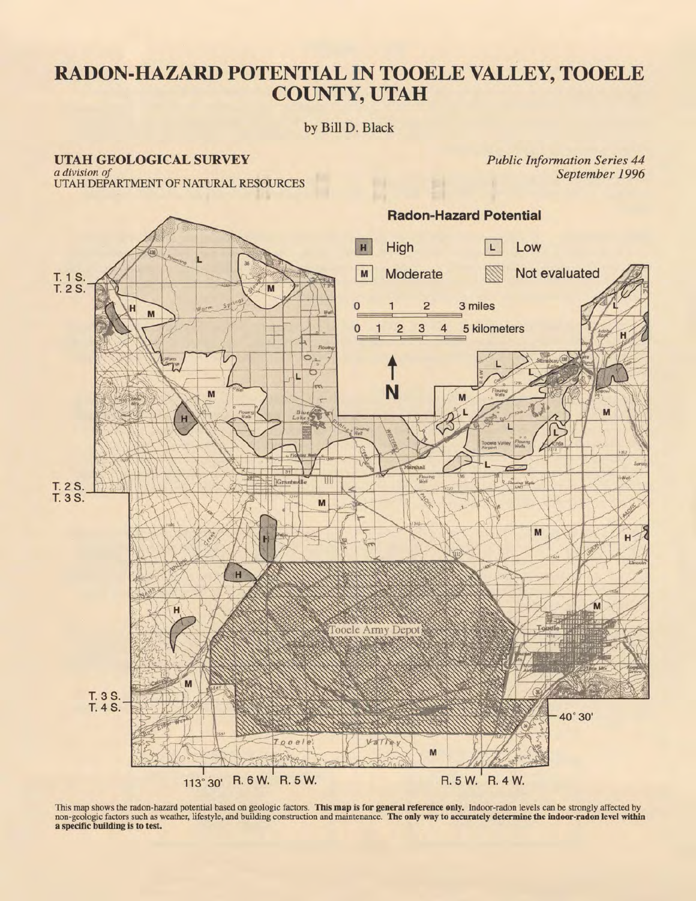# RADON-HAZARD POTENTIAL IN TOOELE VALLEY, TOOELE COUNTY, UTAH

by Bill D. Black

**UTAH GEOLOGICAL SURVEY**
*a division of*
UTAH DEPARTMENT OF NATURAL RESOURCES

*Public Information Series 44*
*September 1996*

**Radon-Hazard Potential**

- H — High
- M — Moderate
- L — Low
- Not evaluated

This map shows the radon-hazard potential based on geologic factors. **This map is for general reference only.** Indoor-radon levels can be strongly affected by non-geologic factors such as weather, lifestyle, and building construction and maintenance. **The only way to accurately determine the indoor-radon level within a specific building is to test.**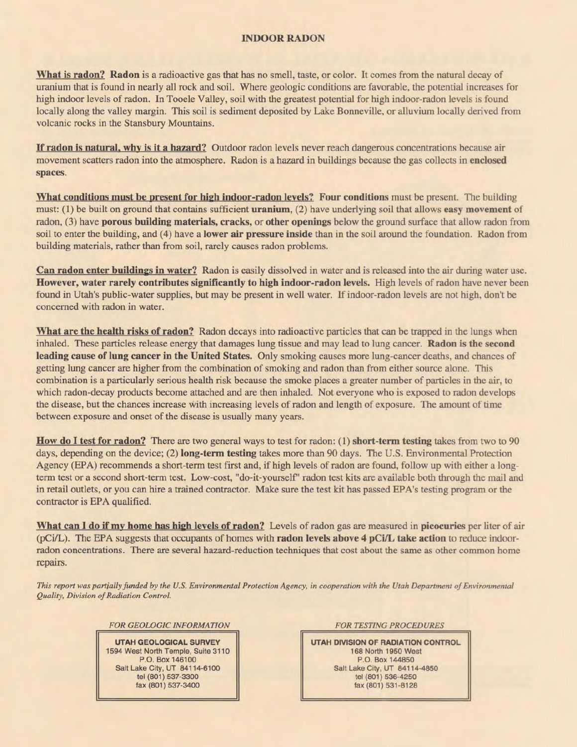# INDOOR RADON

**What is radon? Radon** is a radioactive gas that has no smell, taste, or color. It comes from the natural decay of uranium that is found in nearly all rock and soil. Where geologic conditions are favorable, the potential increases for high indoor levels of radon. In Tooele Valley, soil with the greatest potential for high indoor-radon levels is found locally along the valley margin. This soil is sediment deposited by Lake Bonneville, or alluvium locally derived from volcanic rocks in the Stansbury Mountains.

**If radon is natural, why is it a hazard?** Outdoor radon levels never reach dangerous concentrations because air movement scatters radon into the atmosphere. Radon is a hazard in buildings because the gas collects in **enclosed spaces**.

**What conditions must be present for high indoor-radon levels? Four conditions** must be present. The building must: (1) be built on ground that contains sufficient **uranium**, (2) have underlying soil that allows **easy movement** of radon, (3) have **porous building materials, cracks,** or **other openings** below the ground surface that allow radon from soil to enter the building, and (4) have a **lower air pressure inside** than in the soil around the foundation. Radon from building materials, rather than from soil, rarely causes radon problems.

**Can radon enter buildings in water?** Radon is easily dissolved in water and is released into the air during water use. **However, water rarely contributes significantly to high indoor-radon levels.** High levels of radon have never been found in Utah's public-water supplies, but may be present in well water. If indoor-radon levels are not high, don't be concerned with radon in water.

**What are the health risks of radon?** Radon decays into radioactive particles that can be trapped in the lungs when inhaled. These particles release energy that damages lung tissue and may lead to lung cancer. **Radon is the second leading cause of lung cancer in the United States.** Only smoking causes more lung-cancer deaths, and chances of getting lung cancer are higher from the combination of smoking and radon than from either source alone. This combination is a particularly serious health risk because the smoke places a greater number of particles in the air, to which radon-decay products become attached and are then inhaled. Not everyone who is exposed to radon develops the disease, but the chances increase with increasing levels of radon and length of exposure. The amount of time between exposure and onset of the disease is usually many years.

**How do I test for radon?** There are two general ways to test for radon: (1) **short-term testing** takes from two to 90 days, depending on the device; (2) **long-term testing** takes more than 90 days. The U.S. Environmental Protection Agency (EPA) recommends a short-term test first and, if high levels of radon are found, follow up with either a long-term test or a second short-term test. Low-cost, "do-it-yourself" radon test kits are available both through the mail and in retail outlets, or you can hire a trained contractor. Make sure the test kit has passed EPA's testing program or the contractor is EPA qualified.

**What can I do if my home has high levels of radon?** Levels of radon gas are measured in **picocuries** per liter of air (pCi/L). The EPA suggests that occupants of homes with **radon levels above 4 pCi/L take action** to reduce indoor-radon concentrations. There are several hazard-reduction techniques that cost about the same as other common home repairs.

*This report was partially funded by the U.S. Environmental Protection Agency, in cooperation with the Utah Department of Environmental Quality, Division of Radiation Control.*

*FOR GEOLOGIC INFORMATION*

**UTAH GEOLOGICAL SURVEY**
1594 West North Temple, Suite 3110
P.O. Box 146100
Salt Lake City, UT 84114-6100
tel (801) 537-3300
fax (801) 537-3400

*FOR TESTING PROCEDURES*

**UTAH DIVISION OF RADIATION CONTROL**
168 North 1950 West
P.O. Box 144850
Salt Lake City, UT 84114-4850
tel (801) 536-4250
fax (801) 531-8128